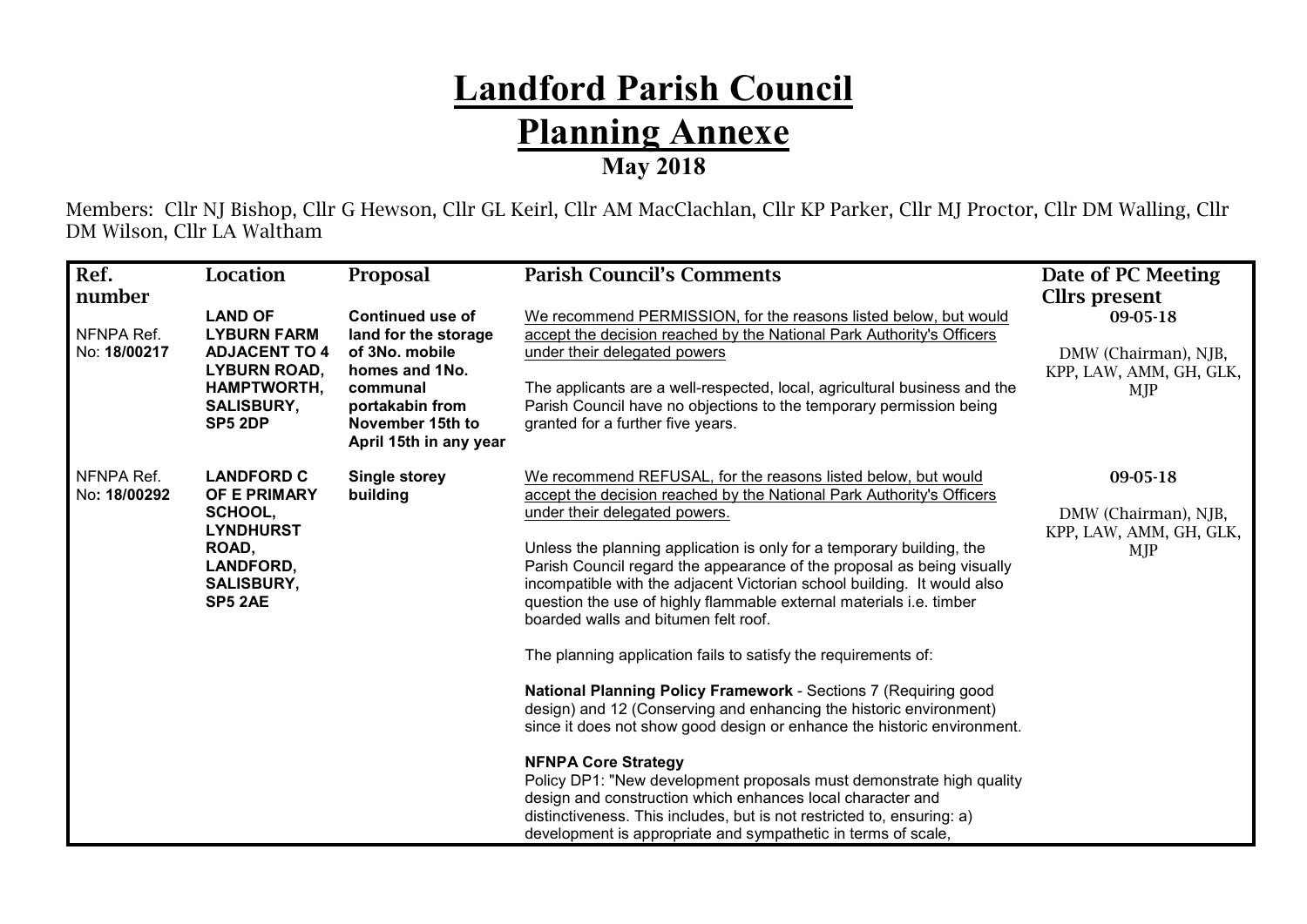# Landford Parish Council

# Planning Annexe

## May 2018

Members: Cllr NJ Bishop, Cllr G Hewson, Cllr GL Keirl, Cllr AM MacClachlan, Cllr KP Parker, Cllr MJ Proctor, Cllr DM Walling, Cllr DM Wilson, Cllr LA Waltham

| Ref. number | Location | Proposal | Parish Council's Comments | Date of PC Meeting Cllrs present |
|---|---|---|---|---|
| NFNPA Ref. No: **18/00217** | **LAND OF LYBURN FARM ADJACENT TO 4 LYBURN ROAD, HAMPTWORTH, SALISBURY, SP5 2DP** | **Continued use of land for the storage of 3No. mobile homes and 1No. communal portakabin from November 15th to April 15th in any year** | We recommend PERMISSION, for the reasons listed below, but would accept the decision reached by the National Park Authority's Officers under their delegated powers<br><br>The applicants are a well-respected, local, agricultural business and the Parish Council have no objections to the temporary permission being granted for a further five years. | 09-05-18<br><br>DMW (Chairman), NJB, KPP, LAW, AMM, GH, GLK, MJP |
| NFNPA Ref. No**: 18/00292** | **LANDFORD C OF E PRIMARY SCHOOL, LYNDHURST ROAD, LANDFORD, SALISBURY, SP5 2AE** | **Single storey building** | We recommend REFUSAL, for the reasons listed below, but would accept the decision reached by the National Park Authority's Officers under their delegated powers.<br><br>Unless the planning application is only for a temporary building, the Parish Council regard the appearance of the proposal as being visually incompatible with the adjacent Victorian school building. It would also question the use of highly flammable external materials i.e. timber boarded walls and bitumen felt roof.<br><br>The planning application fails to satisfy the requirements of:<br><br>**National Planning Policy Framework** - Sections 7 (Requiring good design) and 12 (Conserving and enhancing the historic environment) since it does not show good design or enhance the historic environment.<br><br>**NFNPA Core Strategy**<br>Policy DP1: "New development proposals must demonstrate high quality design and construction which enhances local character and distinctiveness. This includes, but is not restricted to, ensuring: a) development is appropriate and sympathetic in terms of scale, | 09-05-18<br><br>DMW (Chairman), NJB, KPP, LAW, AMM, GH, GLK, MJP |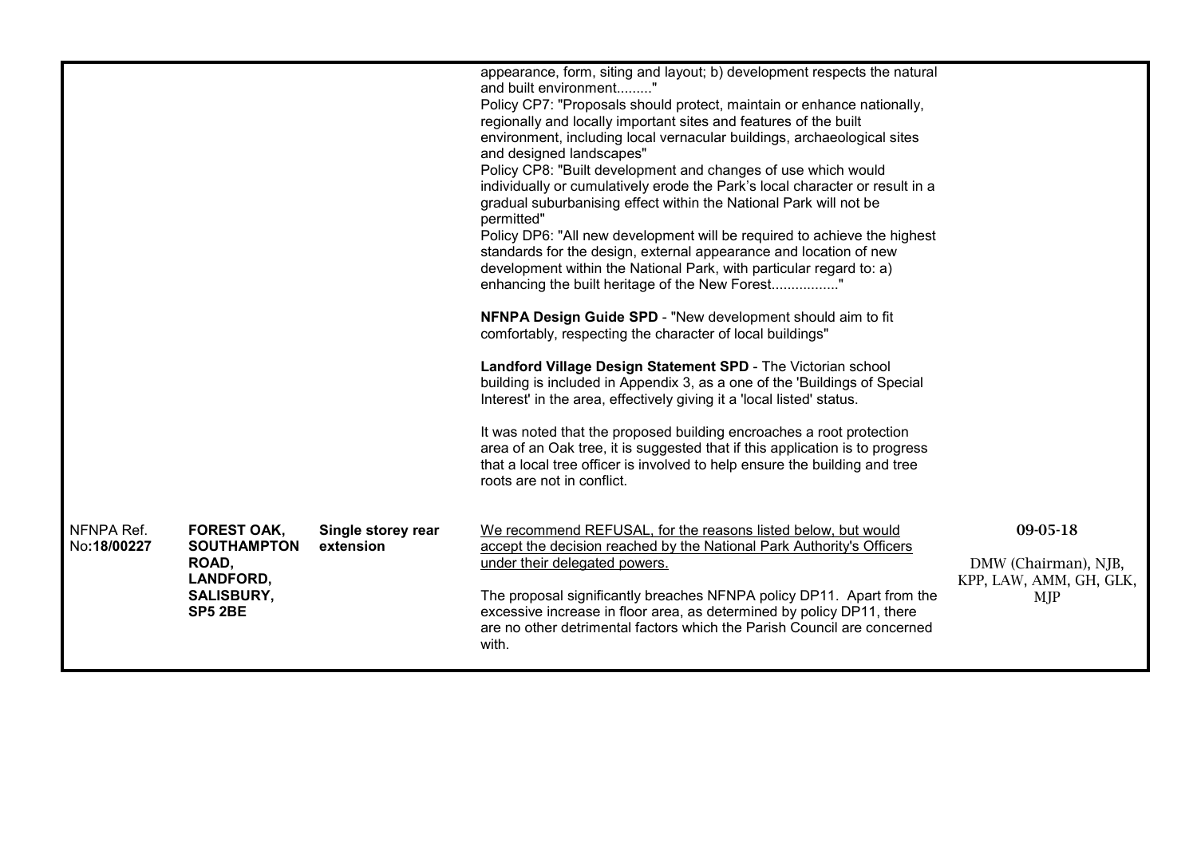| | | | | |
|---|---|---|---|---|
| | | | appearance, form, siting and layout; b) development respects the natural and built environment........."<br>Policy CP7: "Proposals should protect, maintain or enhance nationally, regionally and locally important sites and features of the built environment, including local vernacular buildings, archaeological sites and designed landscapes"<br>Policy CP8: "Built development and changes of use which would individually or cumulatively erode the Park's local character or result in a gradual suburbanising effect within the National Park will not be permitted"<br>Policy DP6: "All new development will be required to achieve the highest standards for the design, external appearance and location of new development within the National Park, with particular regard to: a) enhancing the built heritage of the New Forest................."<br><br>**NFNPA Design Guide SPD** - "New development should aim to fit comfortably, respecting the character of local buildings"<br><br>**Landford Village Design Statement SPD** - The Victorian school building is included in Appendix 3, as a one of the 'Buildings of Special Interest' in the area, effectively giving it a 'local listed' status.<br><br>It was noted that the proposed building encroaches a root protection area of an Oak tree, it is suggested that if this application is to progress that a local tree officer is involved to help ensure the building and tree roots are not in conflict. | |
| NFNPA Ref. No:**18/00227** | **FOREST OAK, SOUTHAMPTON ROAD, LANDFORD, SALISBURY, SP5 2BE** | **Single storey rear extension** | We recommend REFUSAL, for the reasons listed below, but would accept the decision reached by the National Park Authority's Officers under their delegated powers.<br><br>The proposal significantly breaches NFNPA policy DP11. Apart from the excessive increase in floor area, as determined by policy DP11, there are no other detrimental factors which the Parish Council are concerned with. | **09-05-18**<br><br>DMW (Chairman), NJB, KPP, LAW, AMM, GH, GLK, MJP |